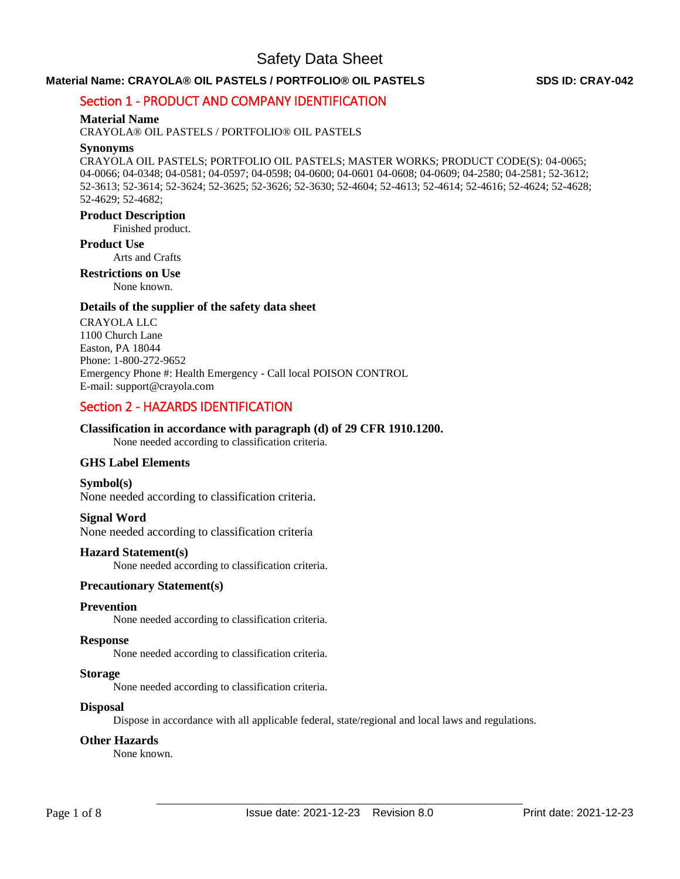# Safety Data Sheet

**Material Name: CRAYOLA® OIL PASTELS / PORTFOLIO® OIL PASTELS** **SDS ID: CRAY-042**

## Section 1 - PRODUCT AND COMPANY IDENTIFICATION

### Material Name

CRAYOLA® OIL PASTELS / PORTFOLIO® OIL PASTELS

### Synonyms

CRAYOLA OIL PASTELS; PORTFOLIO OIL PASTELS; MASTER WORKS; PRODUCT CODE(S): 04-0065; 04-0066; 04-0348; 04-0581; 04-0597; 04-0598; 04-0600; 04-0601 04-0608; 04-0609; 04-2580; 04-2581; 52-3612; 52-3613; 52-3614; 52-3624; 52-3625; 52-3626; 52-3630; 52-4604; 52-4613; 52-4614; 52-4616; 52-4624; 52-4628; 52-4629; 52-4682;

### Product Description

Finished product.

### Product Use

Arts and Crafts

### Restrictions on Use

None known.

### Details of the supplier of the safety data sheet

CRAYOLA LLC
1100 Church Lane
Easton, PA 18044
Phone: 1-800-272-9652
Emergency Phone #: Health Emergency - Call local POISON CONTROL
E-mail: support@crayola.com

## Section 2 - HAZARDS IDENTIFICATION

### Classification in accordance with paragraph (d) of 29 CFR 1910.1200.

None needed according to classification criteria.

### GHS Label Elements

### Symbol(s)

None needed according to classification criteria.

### Signal Word

None needed according to classification criteria

### Hazard Statement(s)

None needed according to classification criteria.

### Precautionary Statement(s)

### Prevention

None needed according to classification criteria.

### Response

None needed according to classification criteria.

### Storage

None needed according to classification criteria.

### Disposal

Dispose in accordance with all applicable federal, state/regional and local laws and regulations.

### Other Hazards

None known.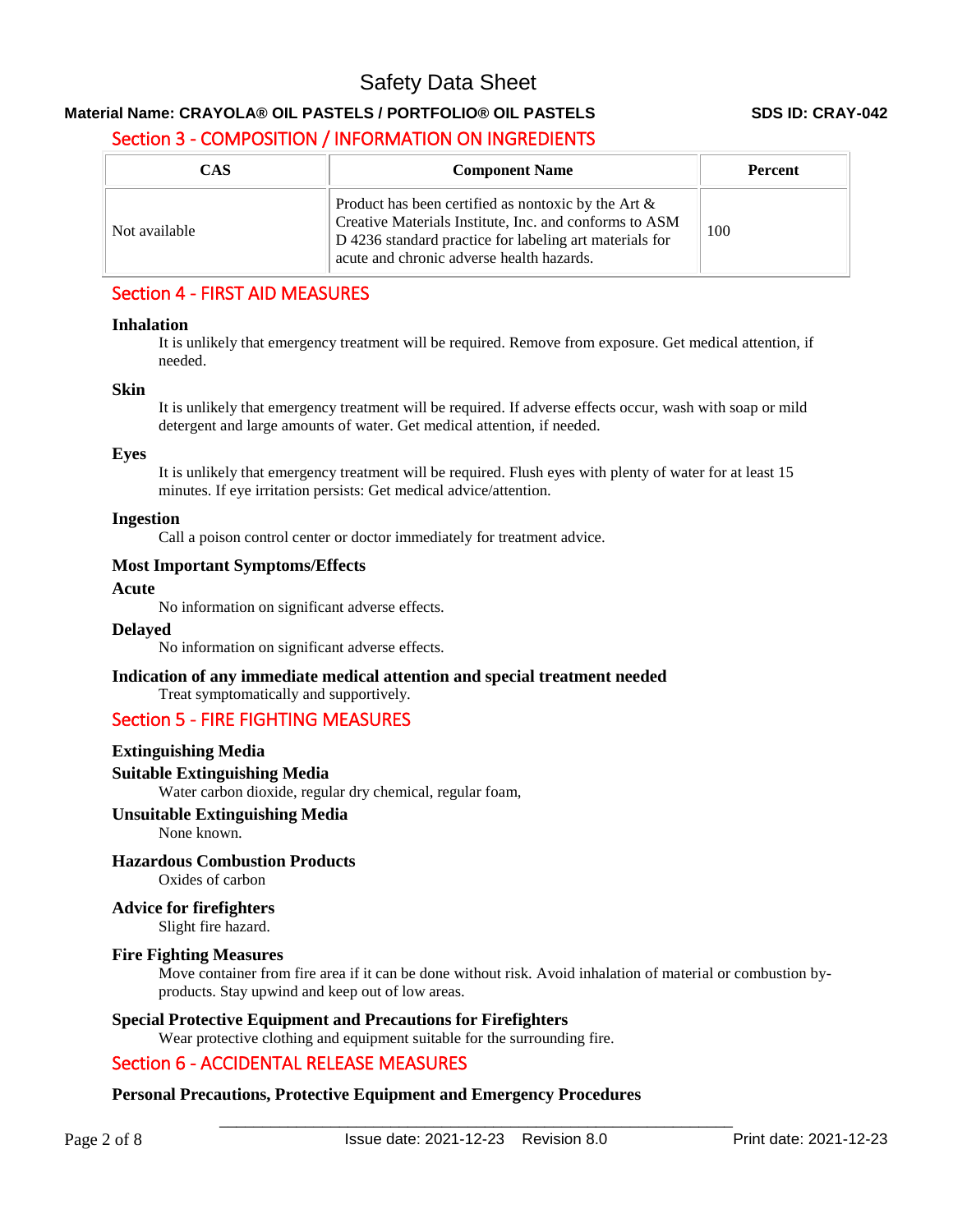## Section 3 - COMPOSITION / INFORMATION ON INGREDIENTS

| CAS | Component Name | Percent |
| --- | --- | --- |
| Not available | Product has been certified as nontoxic by the Art & Creative Materials Institute, Inc. and conforms to ASM D 4236 standard practice for labeling art materials for acute and chronic adverse health hazards. | 100 |

## Section 4 - FIRST AID MEASURES

**Inhalation**

It is unlikely that emergency treatment will be required. Remove from exposure. Get medical attention, if needed.

**Skin**

It is unlikely that emergency treatment will be required. If adverse effects occur, wash with soap or mild detergent and large amounts of water. Get medical attention, if needed.

**Eyes**

It is unlikely that emergency treatment will be required. Flush eyes with plenty of water for at least 15 minutes. If eye irritation persists: Get medical advice/attention.

**Ingestion**

Call a poison control center or doctor immediately for treatment advice.

**Most Important Symptoms/Effects**

**Acute**

No information on significant adverse effects.

**Delayed**

No information on significant adverse effects.

**Indication of any immediate medical attention and special treatment needed**

Treat symptomatically and supportively.

## Section 5 - FIRE FIGHTING MEASURES

**Extinguishing Media**

**Suitable Extinguishing Media**

Water carbon dioxide, regular dry chemical, regular foam,

**Unsuitable Extinguishing Media**

None known.

**Hazardous Combustion Products**

Oxides of carbon

**Advice for firefighters**

Slight fire hazard.

**Fire Fighting Measures**

Move container from fire area if it can be done without risk. Avoid inhalation of material or combustion by-products. Stay upwind and keep out of low areas.

**Special Protective Equipment and Precautions for Firefighters**

Wear protective clothing and equipment suitable for the surrounding fire.

## Section 6 - ACCIDENTAL RELEASE MEASURES

**Personal Precautions, Protective Equipment and Emergency Procedures**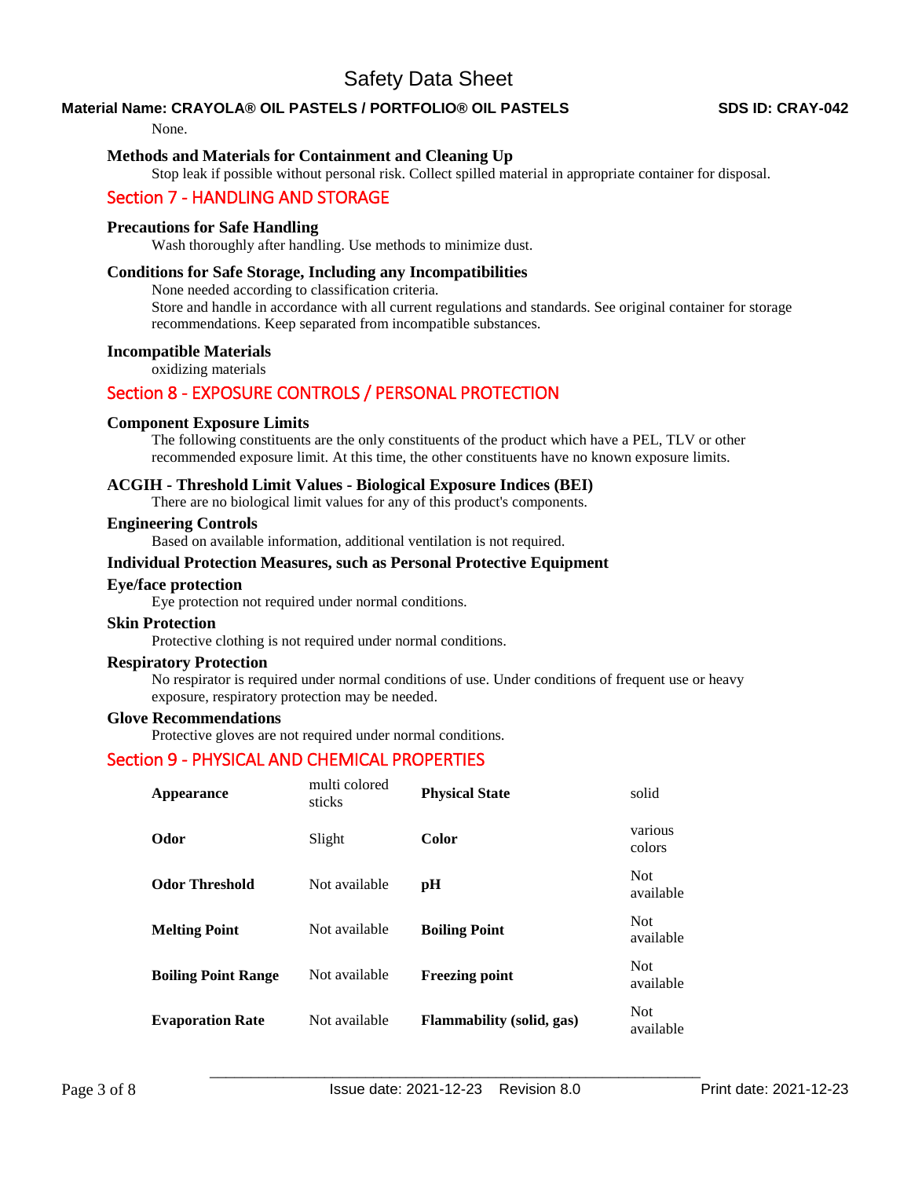None.

### Methods and Materials for Containment and Cleaning Up

Stop leak if possible without personal risk. Collect spilled material in appropriate container for disposal.

## Section 7 - HANDLING AND STORAGE

### Precautions for Safe Handling

Wash thoroughly after handling. Use methods to minimize dust.

### Conditions for Safe Storage, Including any Incompatibilities

None needed according to classification criteria.
Store and handle in accordance with all current regulations and standards. See original container for storage recommendations. Keep separated from incompatible substances.

### Incompatible Materials

oxidizing materials

## Section 8 - EXPOSURE CONTROLS / PERSONAL PROTECTION

### Component Exposure Limits

The following constituents are the only constituents of the product which have a PEL, TLV or other recommended exposure limit. At this time, the other constituents have no known exposure limits.

### ACGIH - Threshold Limit Values - Biological Exposure Indices (BEI)

There are no biological limit values for any of this product's components.

### Engineering Controls

Based on available information, additional ventilation is not required.

### Individual Protection Measures, such as Personal Protective Equipment

### Eye/face protection

Eye protection not required under normal conditions.

### Skin Protection

Protective clothing is not required under normal conditions.

### Respiratory Protection

No respirator is required under normal conditions of use. Under conditions of frequent use or heavy exposure, respiratory protection may be needed.

### Glove Recommendations

Protective gloves are not required under normal conditions.

## Section 9 - PHYSICAL AND CHEMICAL PROPERTIES

| | | | |
|---|---|---|---|
| **Appearance** | multi colored sticks | **Physical State** | solid |
| **Odor** | Slight | **Color** | various colors |
| **Odor Threshold** | Not available | **pH** | Not available |
| **Melting Point** | Not available | **Boiling Point** | Not available |
| **Boiling Point Range** | Not available | **Freezing point** | Not available |
| **Evaporation Rate** | Not available | **Flammability (solid, gas)** | Not available |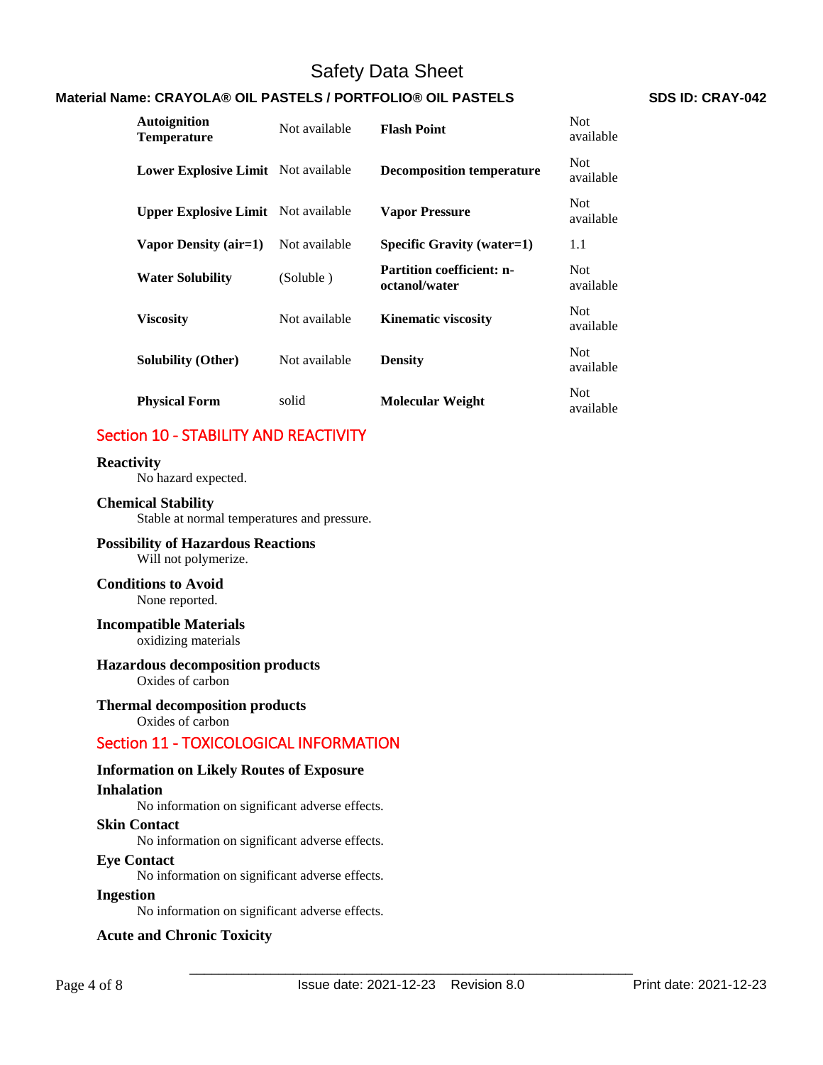| | | | |
|---|---|---|---|
| **Autoignition Temperature** | Not available | **Flash Point** | Not available |
| **Lower Explosive Limit** | Not available | **Decomposition temperature** | Not available |
| **Upper Explosive Limit** | Not available | **Vapor Pressure** | Not available |
| **Vapor Density (air=1)** | Not available | **Specific Gravity (water=1)** | 1.1 |
| **Water Solubility** | (Soluble ) | **Partition coefficient: n-octanol/water** | Not available |
| **Viscosity** | Not available | **Kinematic viscosity** | Not available |
| **Solubility (Other)** | Not available | **Density** | Not available |
| **Physical Form** | solid | **Molecular Weight** | Not available |

## Section 10 - STABILITY AND REACTIVITY

**Reactivity**

No hazard expected.

**Chemical Stability**

Stable at normal temperatures and pressure.

**Possibility of Hazardous Reactions**

Will not polymerize.

**Conditions to Avoid**

None reported.

**Incompatible Materials**

oxidizing materials

**Hazardous decomposition products**

Oxides of carbon

**Thermal decomposition products**

Oxides of carbon

## Section 11 - TOXICOLOGICAL INFORMATION

**Information on Likely Routes of Exposure**

**Inhalation**

No information on significant adverse effects.

**Skin Contact**

No information on significant adverse effects.

**Eye Contact**

No information on significant adverse effects.

**Ingestion**

No information on significant adverse effects.

**Acute and Chronic Toxicity**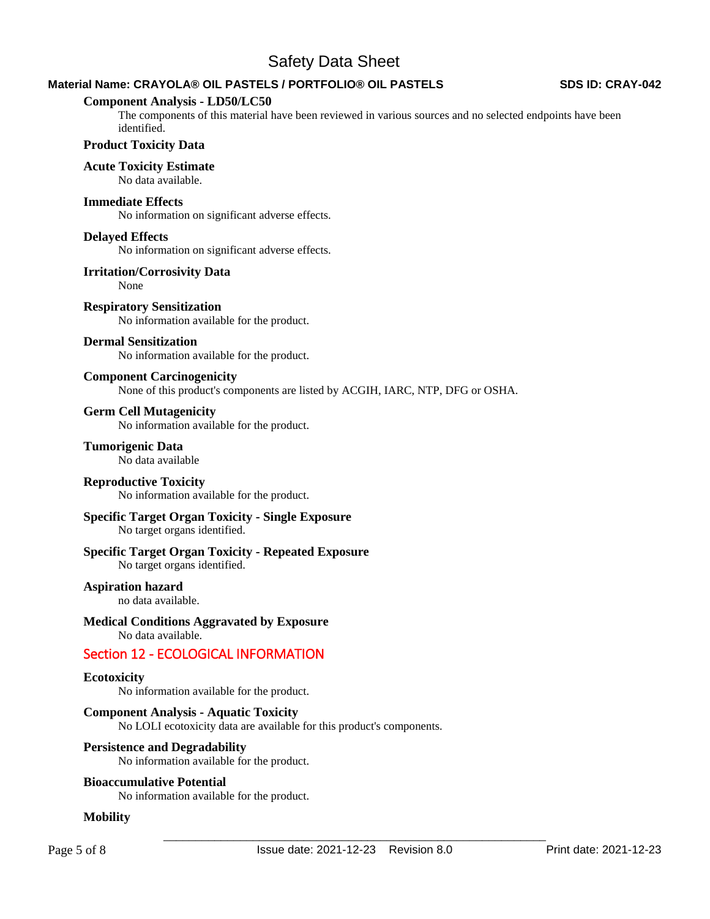### Component Analysis - LD50/LC50

The components of this material have been reviewed in various sources and no selected endpoints have been identified.

### Product Toxicity Data

### Acute Toxicity Estimate

No data available.

### Immediate Effects

No information on significant adverse effects.

### Delayed Effects

No information on significant adverse effects.

### Irritation/Corrosivity Data

None

### Respiratory Sensitization

No information available for the product.

### Dermal Sensitization

No information available for the product.

### Component Carcinogenicity

None of this product's components are listed by ACGIH, IARC, NTP, DFG or OSHA.

### Germ Cell Mutagenicity

No information available for the product.

### Tumorigenic Data

No data available

### Reproductive Toxicity

No information available for the product.

### Specific Target Organ Toxicity - Single Exposure

No target organs identified.

### Specific Target Organ Toxicity - Repeated Exposure

No target organs identified.

### Aspiration hazard

no data available.

### Medical Conditions Aggravated by Exposure

No data available.

## Section 12 - ECOLOGICAL INFORMATION

### Ecotoxicity

No information available for the product.

### Component Analysis - Aquatic Toxicity

No LOLI ecotoxicity data are available for this product's components.

### Persistence and Degradability

No information available for the product.

### Bioaccumulative Potential

No information available for the product.

### Mobility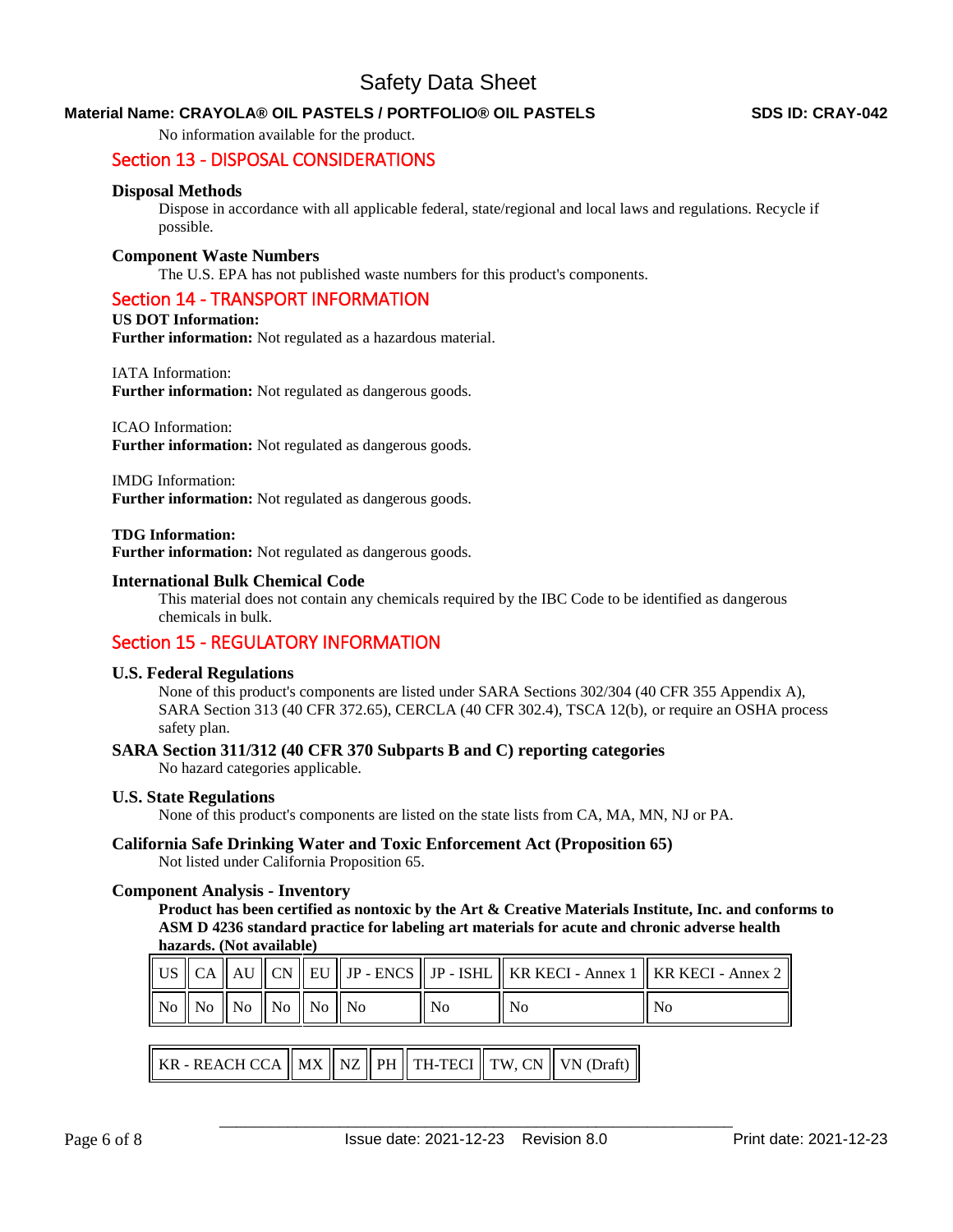No information available for the product.

## Section 13 - DISPOSAL CONSIDERATIONS

### Disposal Methods

Dispose in accordance with all applicable federal, state/regional and local laws and regulations. Recycle if possible.

### Component Waste Numbers

The U.S. EPA has not published waste numbers for this product's components.

## Section 14 - TRANSPORT INFORMATION

**US DOT Information:**

**Further information:** Not regulated as a hazardous material.

IATA Information:

**Further information:** Not regulated as dangerous goods.

ICAO Information:

**Further information:** Not regulated as dangerous goods.

IMDG Information:

**Further information:** Not regulated as dangerous goods.

**TDG Information:**

**Further information:** Not regulated as dangerous goods.

### International Bulk Chemical Code

This material does not contain any chemicals required by the IBC Code to be identified as dangerous chemicals in bulk.

## Section 15 - REGULATORY INFORMATION

### U.S. Federal Regulations

None of this product's components are listed under SARA Sections 302/304 (40 CFR 355 Appendix A), SARA Section 313 (40 CFR 372.65), CERCLA (40 CFR 302.4), TSCA 12(b), or require an OSHA process safety plan.

### SARA Section 311/312 (40 CFR 370 Subparts B and C) reporting categories

No hazard categories applicable.

### U.S. State Regulations

None of this product's components are listed on the state lists from CA, MA, MN, NJ or PA.

### California Safe Drinking Water and Toxic Enforcement Act (Proposition 65)

Not listed under California Proposition 65.

### Component Analysis - Inventory

**Product has been certified as nontoxic by the Art & Creative Materials Institute, Inc. and conforms to ASM D 4236 standard practice for labeling art materials for acute and chronic adverse health hazards. (Not available)**

| US | CA | AU | CN | EU | JP - ENCS | JP - ISHL | KR KECI - Annex 1 | KR KECI - Annex 2 |
|---|---|---|---|---|---|---|---|---|
| No | No | No | No | No | No | No | No | No |

| KR - REACH CCA | MX | NZ | PH | TH-TECI | TW, CN | VN (Draft) |
|---|---|---|---|---|---|---|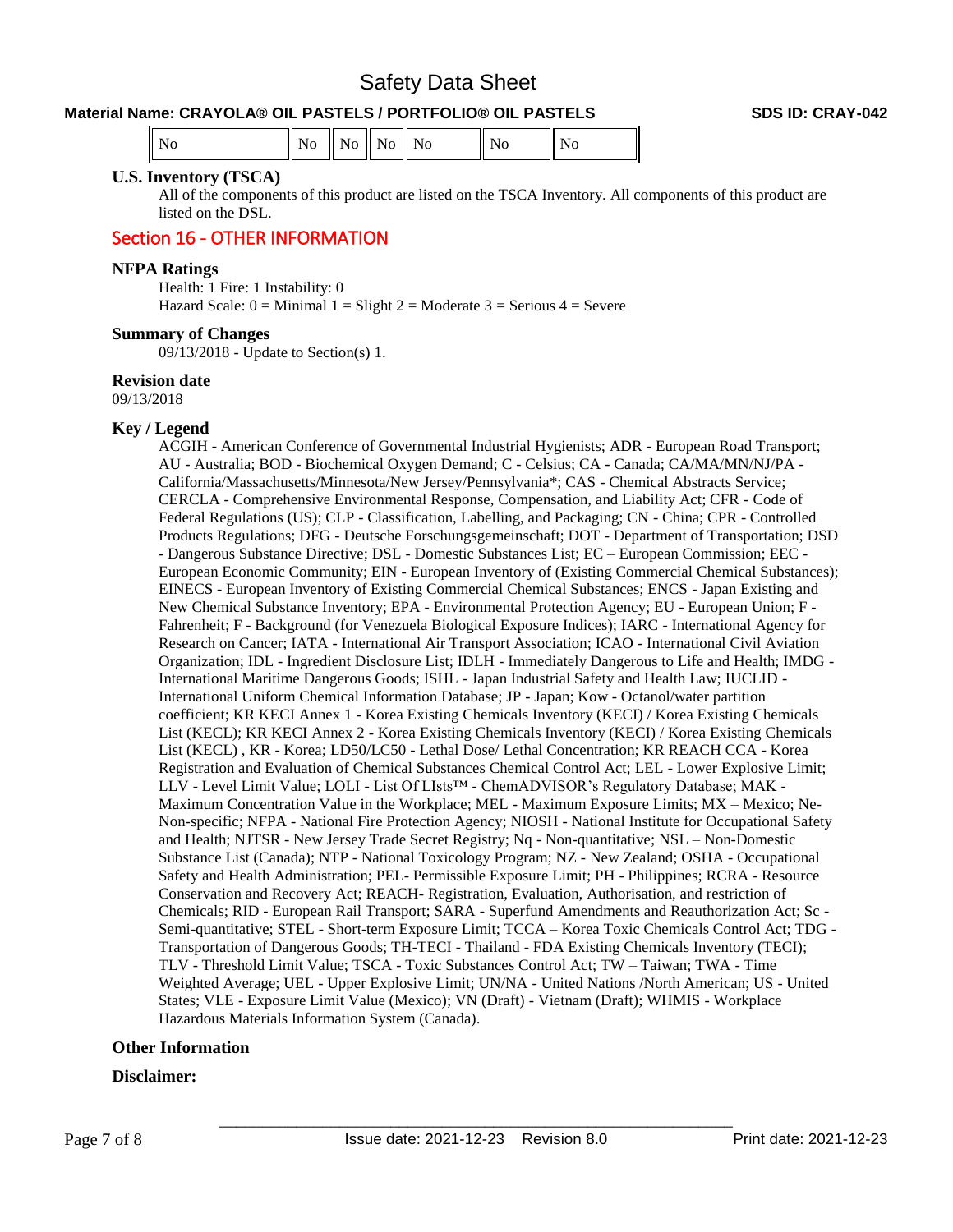| No | No | No | No | No | No | No |
|---|---|---|---|---|---|---|

### U.S. Inventory (TSCA)

All of the components of this product are listed on the TSCA Inventory. All components of this product are listed on the DSL.

## Section 16 - OTHER INFORMATION

### NFPA Ratings

Health: 1 Fire: 1 Instability: 0
Hazard Scale: 0 = Minimal 1 = Slight 2 = Moderate 3 = Serious 4 = Severe

### Summary of Changes

09/13/2018 - Update to Section(s) 1.

### Revision date

09/13/2018

### Key / Legend

ACGIH - American Conference of Governmental Industrial Hygienists; ADR - European Road Transport; AU - Australia; BOD - Biochemical Oxygen Demand; C - Celsius; CA - Canada; CA/MA/MN/NJ/PA - California/Massachusetts/Minnesota/New Jersey/Pennsylvania*; CAS - Chemical Abstracts Service; CERCLA - Comprehensive Environmental Response, Compensation, and Liability Act; CFR - Code of Federal Regulations (US); CLP - Classification, Labelling, and Packaging; CN - China; CPR - Controlled Products Regulations; DFG - Deutsche Forschungsgemeinschaft; DOT - Department of Transportation; DSD - Dangerous Substance Directive; DSL - Domestic Substances List; EC – European Commission; EEC - European Economic Community; EIN - European Inventory of (Existing Commercial Chemical Substances); EINECS - European Inventory of Existing Commercial Chemical Substances; ENCS - Japan Existing and New Chemical Substance Inventory; EPA - Environmental Protection Agency; EU - European Union; F - Fahrenheit; F - Background (for Venezuela Biological Exposure Indices); IARC - International Agency for Research on Cancer; IATA - International Air Transport Association; ICAO - International Civil Aviation Organization; IDL - Ingredient Disclosure List; IDLH - Immediately Dangerous to Life and Health; IMDG - International Maritime Dangerous Goods; ISHL - Japan Industrial Safety and Health Law; IUCLID - International Uniform Chemical Information Database; JP - Japan; Kow - Octanol/water partition coefficient; KR KECI Annex 1 - Korea Existing Chemicals Inventory (KECI) / Korea Existing Chemicals List (KECL); KR KECI Annex 2 - Korea Existing Chemicals Inventory (KECI) / Korea Existing Chemicals List (KECL) , KR - Korea; LD50/LC50 - Lethal Dose/ Lethal Concentration; KR REACH CCA - Korea Registration and Evaluation of Chemical Substances Chemical Control Act; LEL - Lower Explosive Limit; LLV - Level Limit Value; LOLI - List Of LIsts™ - ChemADVISOR's Regulatory Database; MAK - Maximum Concentration Value in the Workplace; MEL - Maximum Exposure Limits; MX – Mexico; Ne- Non-specific; NFPA - National Fire Protection Agency; NIOSH - National Institute for Occupational Safety and Health; NJTSR - New Jersey Trade Secret Registry; Nq - Non-quantitative; NSL – Non-Domestic Substance List (Canada); NTP - National Toxicology Program; NZ - New Zealand; OSHA - Occupational Safety and Health Administration; PEL- Permissible Exposure Limit; PH - Philippines; RCRA - Resource Conservation and Recovery Act; REACH- Registration, Evaluation, Authorisation, and restriction of Chemicals; RID - European Rail Transport; SARA - Superfund Amendments and Reauthorization Act; Sc - Semi-quantitative; STEL - Short-term Exposure Limit; TCCA – Korea Toxic Chemicals Control Act; TDG - Transportation of Dangerous Goods; TH-TECI - Thailand - FDA Existing Chemicals Inventory (TECI); TLV - Threshold Limit Value; TSCA - Toxic Substances Control Act; TW – Taiwan; TWA - Time Weighted Average; UEL - Upper Explosive Limit; UN/NA - United Nations /North American; US - United States; VLE - Exposure Limit Value (Mexico); VN (Draft) - Vietnam (Draft); WHMIS - Workplace Hazardous Materials Information System (Canada).

### Other Information

### Disclaimer: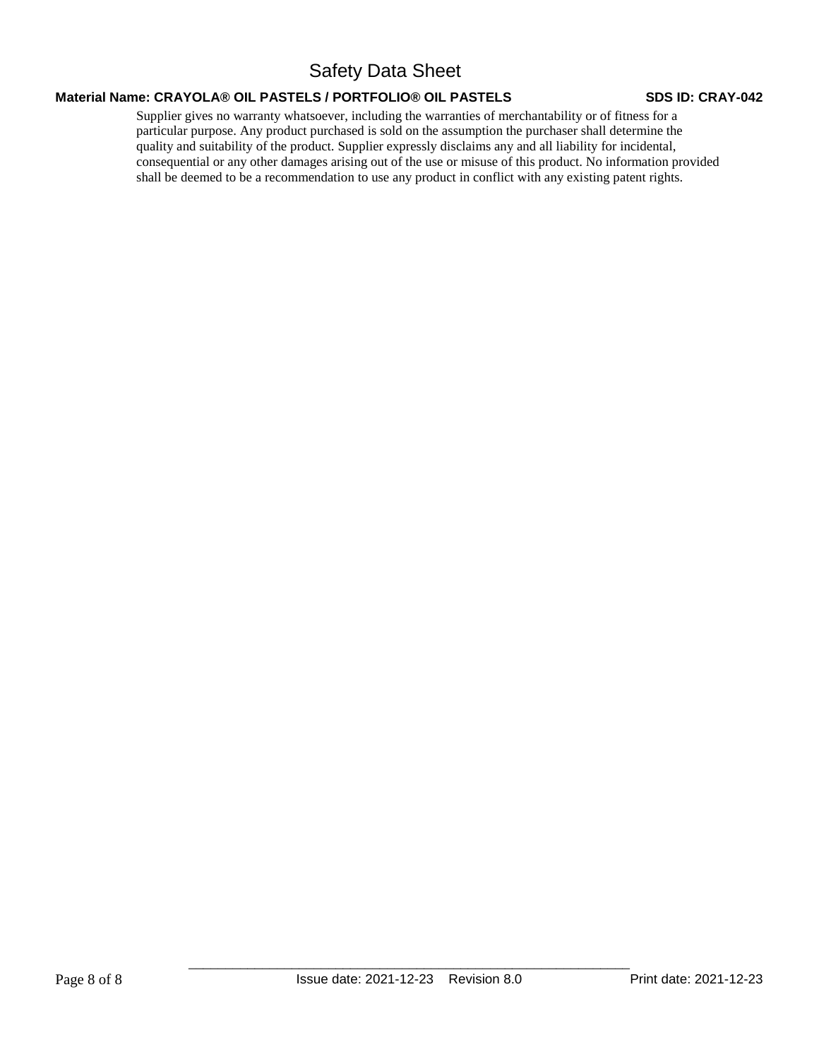Supplier gives no warranty whatsoever, including the warranties of merchantability or of fitness for a particular purpose. Any product purchased is sold on the assumption the purchaser shall determine the quality and suitability of the product. Supplier expressly disclaims any and all liability for incidental, consequential or any other damages arising out of the use or misuse of this product. No information provided shall be deemed to be a recommendation to use any product in conflict with any existing patent rights.